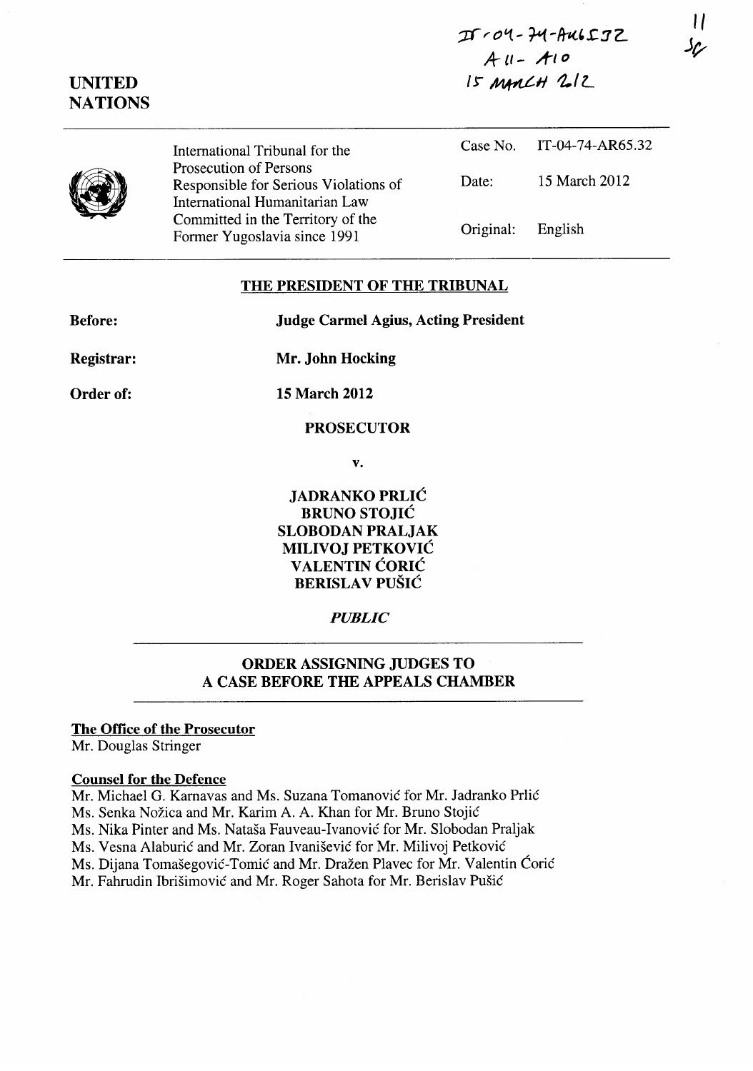IT-04-74-AR65.32
A 11 - A 10
15 MARCH 2012

11
SY

UNITED NATIONS

International Tribunal for the Prosecution of Persons Responsible for Serious Violations of International Humanitarian Law Committed in the Territory of the Former Yugoslavia since 1991

| | |
|---|---|
| Case No. | IT-04-74-AR65.32 |
| Date: | 15 March 2012 |
| Original: | English |

## THE PRESIDENT OF THE TRIBUNAL

**Before:** **Judge Carmel Agius, Acting President**

**Registrar:** **Mr. John Hocking**

**Order of:** **15 March 2012**

**PROSECUTOR**

**v.**

**JADRANKO PRLIĆ**
**BRUNO STOJIĆ**
**SLOBODAN PRALJAK**
**MILIVOJ PETKOVIĆ**
**VALENTIN ĆORIĆ**
**BERISLAV PUŠIĆ**

***PUBLIC***

## ORDER ASSIGNING JUDGES TO A CASE BEFORE THE APPEALS CHAMBER

**The Office of the Prosecutor**
Mr. Douglas Stringer

**Counsel for the Defence**
Mr. Michael G. Karnavas and Ms. Suzana Tomanović for Mr. Jadranko Prlić
Ms. Senka Nožica and Mr. Karim A. A. Khan for Mr. Bruno Stojić
Ms. Nika Pinter and Ms. Nataša Fauveau-Ivanović for Mr. Slobodan Praljak
Ms. Vesna Alaburić and Mr. Zoran Ivanišević for Mr. Milivoj Petković
Ms. Dijana Tomašegović-Tomić and Mr. Dražen Plavec for Mr. Valentin Ćorić
Mr. Fahrudin Ibrišimović and Mr. Roger Sahota for Mr. Berislav Pušić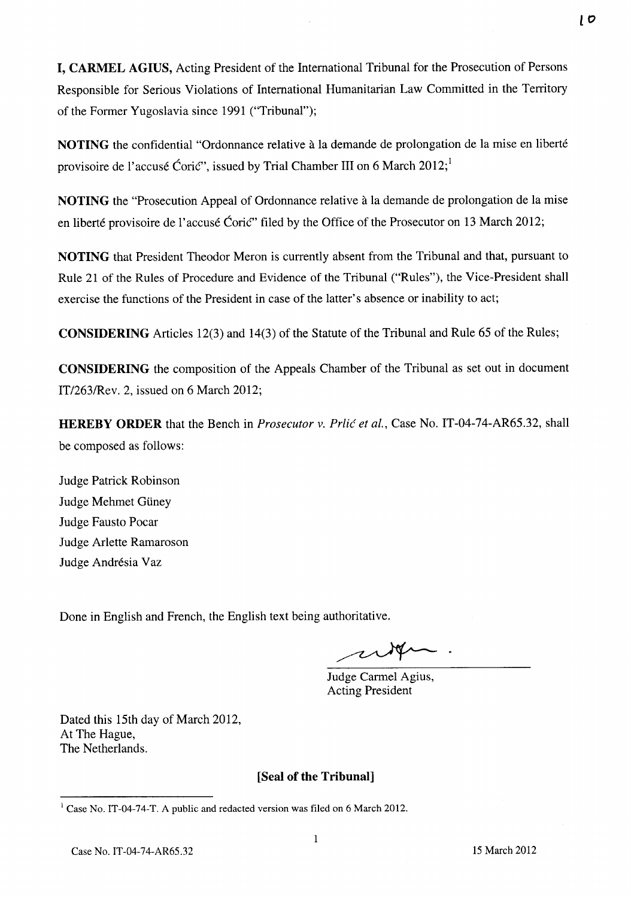**I, CARMEL AGIUS,** Acting President of the International Tribunal for the Prosecution of Persons Responsible for Serious Violations of International Humanitarian Law Committed in the Territory of the Former Yugoslavia since 1991 ("Tribunal");

**NOTING** the confidential "Ordonnance relative à la demande de prolongation de la mise en liberté provisoire de l'accusé Ćorić", issued by Trial Chamber III on 6 March 2012;[1]

**NOTING** the "Prosecution Appeal of Ordonnance relative à la demande de prolongation de la mise en liberté provisoire de l'accusé Ćorić" filed by the Office of the Prosecutor on 13 March 2012;

**NOTING** that President Theodor Meron is currently absent from the Tribunal and that, pursuant to Rule 21 of the Rules of Procedure and Evidence of the Tribunal ("Rules"), the Vice-President shall exercise the functions of the President in case of the latter's absence or inability to act;

**CONSIDERING** Articles 12(3) and 14(3) of the Statute of the Tribunal and Rule 65 of the Rules;

**CONSIDERING** the composition of the Appeals Chamber of the Tribunal as set out in document IT/263/Rev. 2, issued on 6 March 2012;

**HEREBY ORDER** that the Bench in *Prosecutor v. Prlić et al.*, Case No. IT-04-74-AR65.32, shall be composed as follows:

Judge Patrick Robinson
Judge Mehmet Güney
Judge Fausto Pocar
Judge Arlette Ramaroson
Judge Andrésia Vaz

Done in English and French, the English text being authoritative.

Judge Carmel Agius,
Acting President

Dated this 15th day of March 2012,
At The Hague,
The Netherlands.

**[Seal of the Tribunal]**

[1] Case No. IT-04-74-T. A public and redacted version was filed on 6 March 2012.